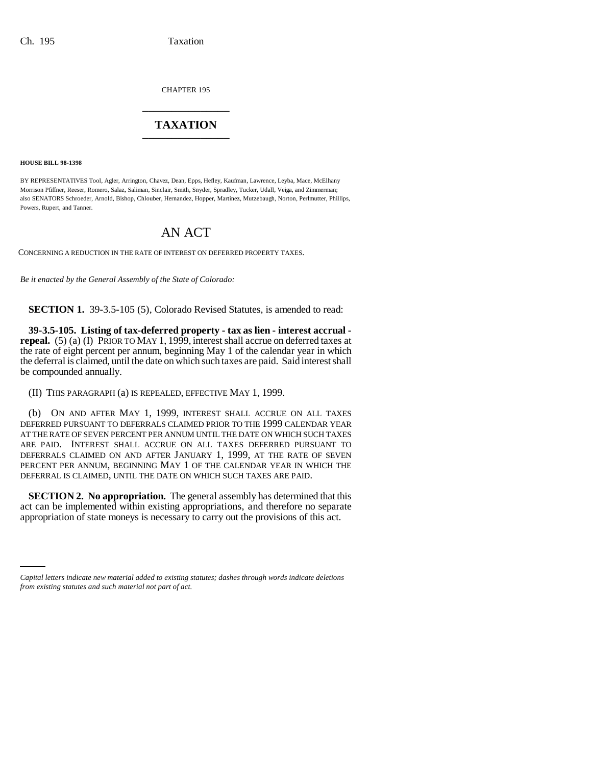CHAPTER 195

# TAXATION

**HOUSE BILL 98-1398**

BY REPRESENTATIVES Tool, Agler, Arrington, Chavez, Dean, Epps, Hefley, Kaufman, Lawrence, Leyba, Mace, McElhany Morrison Pfiffner, Reeser, Romero, Salaz, Saliman, Sinclair, Smith, Snyder, Spradley, Tucker, Udall, Veiga, and Zimmerman; also SENATORS Schroeder, Arnold, Bishop, Chlouber, Hernandez, Hopper, Martinez, Mutzebaugh, Norton, Perlmutter, Phillips, Powers, Rupert, and Tanner.

## AN ACT

CONCERNING A REDUCTION IN THE RATE OF INTEREST ON DEFERRED PROPERTY TAXES.

*Be it enacted by the General Assembly of the State of Colorado:*

**SECTION 1.** 39-3.5-105 (5), Colorado Revised Statutes, is amended to read:

**39-3.5-105. Listing of tax-deferred property - tax as lien - interest accrual - repeal.** (5) (a) (I) PRIOR TO MAY 1, 1999, interest shall accrue on deferred taxes at the rate of eight percent per annum, beginning May 1 of the calendar year in which the deferral is claimed, until the date on which such taxes are paid. Said interest shall be compounded annually.

(II) THIS PARAGRAPH (a) IS REPEALED, EFFECTIVE MAY 1, 1999.

(b) ON AND AFTER MAY 1, 1999, INTEREST SHALL ACCRUE ON ALL TAXES DEFERRED PURSUANT TO DEFERRALS CLAIMED PRIOR TO THE 1999 CALENDAR YEAR AT THE RATE OF SEVEN PERCENT PER ANNUM UNTIL THE DATE ON WHICH SUCH TAXES ARE PAID. INTEREST SHALL ACCRUE ON ALL TAXES DEFERRED PURSUANT TO DEFERRALS CLAIMED ON AND AFTER JANUARY 1, 1999, AT THE RATE OF SEVEN PERCENT PER ANNUM, BEGINNING MAY 1 OF THE CALENDAR YEAR IN WHICH THE DEFERRAL IS CLAIMED, UNTIL THE DATE ON WHICH SUCH TAXES ARE PAID.

**SECTION 2. No appropriation.** The general assembly has determined that this act can be implemented within existing appropriations, and therefore no separate appropriation of state moneys is necessary to carry out the provisions of this act.

*Capital letters indicate new material added to existing statutes; dashes through words indicate deletions from existing statutes and such material not part of act.*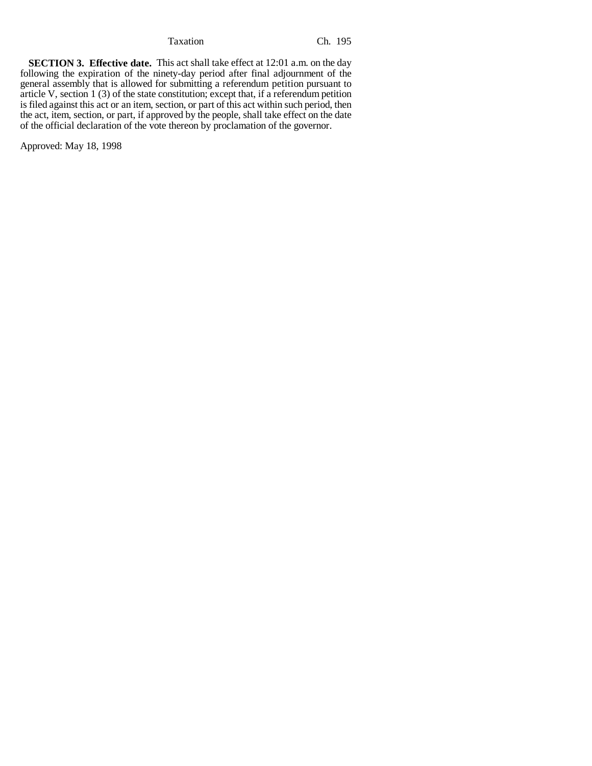**SECTION 3. Effective date.** This act shall take effect at 12:01 a.m. on the day following the expiration of the ninety-day period after final adjournment of the general assembly that is allowed for submitting a referendum petition pursuant to article V, section 1 (3) of the state constitution; except that, if a referendum petition is filed against this act or an item, section, or part of this act within such period, then the act, item, section, or part, if approved by the people, shall take effect on the date of the official declaration of the vote thereon by proclamation of the governor.

Approved: May 18, 1998